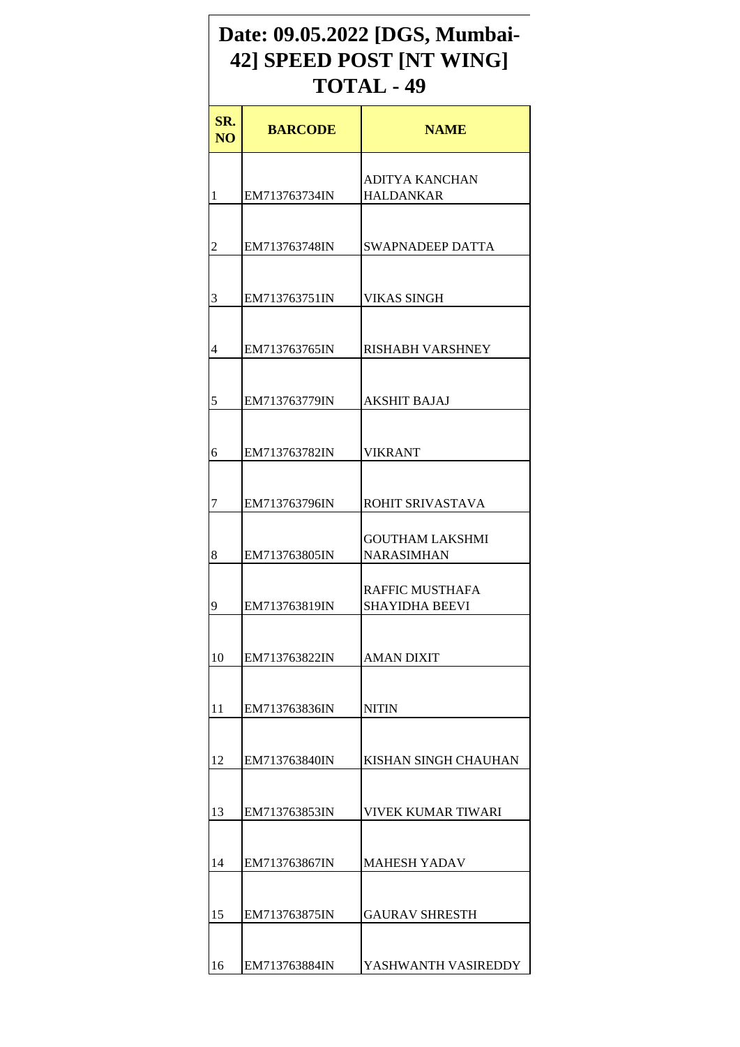# Date: 09.05.2022 [DGS, Mumbai-42] SPEED POST [NT WING] TOTAL - 49

| SR. NO | BARCODE | NAME |
|---|---|---|
| 1 | EM713763734IN | ADITYA KANCHAN HALDANKAR |
| 2 | EM713763748IN | SWAPNADEEP DATTA |
| 3 | EM713763751IN | VIKAS SINGH |
| 4 | EM713763765IN | RISHABH VARSHNEY |
| 5 | EM713763779IN | AKSHIT BAJAJ |
| 6 | EM713763782IN | VIKRANT |
| 7 | EM713763796IN | ROHIT SRIVASTAVA |
| 8 | EM713763805IN | GOUTHAM LAKSHMI NARASIMHAN |
| 9 | EM713763819IN | RAFFIC MUSTHAFA SHAYIDHA BEEVI |
| 10 | EM713763822IN | AMAN DIXIT |
| 11 | EM713763836IN | NITIN |
| 12 | EM713763840IN | KISHAN SINGH CHAUHAN |
| 13 | EM713763853IN | VIVEK KUMAR TIWARI |
| 14 | EM713763867IN | MAHESH YADAV |
| 15 | EM713763875IN | GAURAV SHRESTH |
| 16 | EM713763884IN | YASHWANTH VASIREDDY |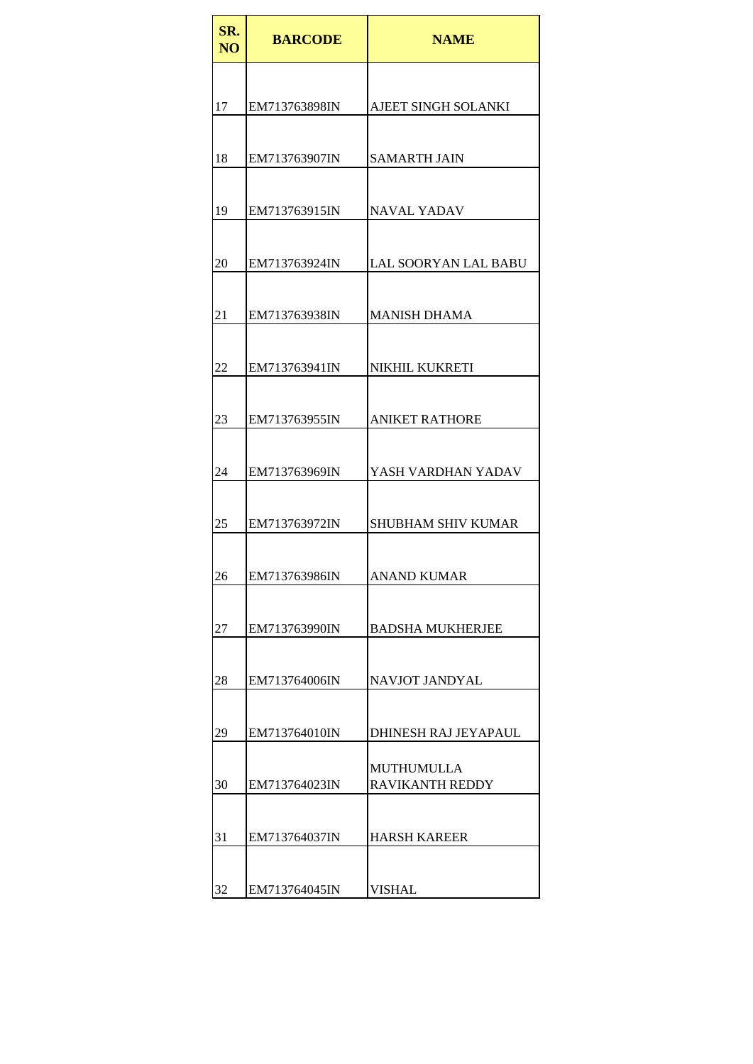| SR. NO | BARCODE | NAME |
|---|---|---|
| 17 | EM713763898IN | AJEET SINGH SOLANKI |
| 18 | EM713763907IN | SAMARTH JAIN |
| 19 | EM713763915IN | NAVAL YADAV |
| 20 | EM713763924IN | LAL SOORYAN LAL BABU |
| 21 | EM713763938IN | MANISH DHAMA |
| 22 | EM713763941IN | NIKHIL KUKRETI |
| 23 | EM713763955IN | ANIKET RATHORE |
| 24 | EM713763969IN | YASH VARDHAN YADAV |
| 25 | EM713763972IN | SHUBHAM SHIV KUMAR |
| 26 | EM713763986IN | ANAND KUMAR |
| 27 | EM713763990IN | BADSHA MUKHERJEE |
| 28 | EM713764006IN | NAVJOT JANDYAL |
| 29 | EM713764010IN | DHINESH RAJ JEYAPAUL |
| 30 | EM713764023IN | MUTHUMULLA RAVIKANTH REDDY |
| 31 | EM713764037IN | HARSH KAREER |
| 32 | EM713764045IN | VISHAL |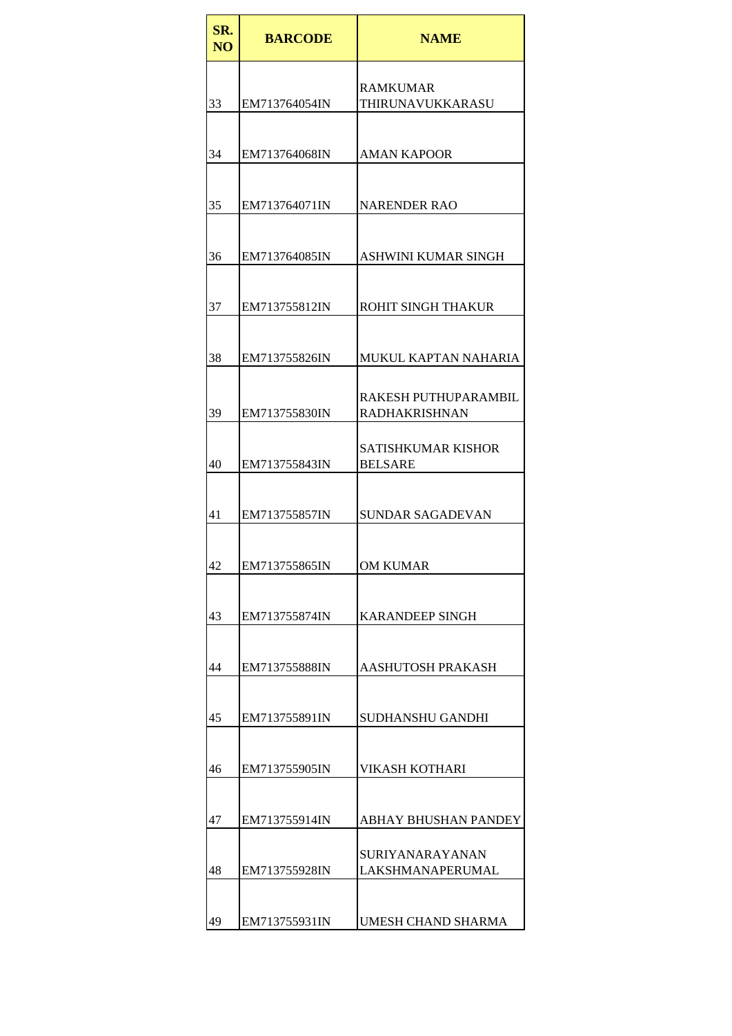| SR. NO | BARCODE | NAME |
|---|---|---|
| 33 | EM713764054IN | RAMKUMAR THIRUNAVUKKARASU |
| 34 | EM713764068IN | AMAN KAPOOR |
| 35 | EM713764071IN | NARENDER RAO |
| 36 | EM713764085IN | ASHWINI KUMAR SINGH |
| 37 | EM713755812IN | ROHIT SINGH THAKUR |
| 38 | EM713755826IN | MUKUL KAPTAN NAHARIA |
| 39 | EM713755830IN | RAKESH PUTHUPARAMBIL RADHAKRISHNAN |
| 40 | EM713755843IN | SATISHKUMAR KISHOR BELSARE |
| 41 | EM713755857IN | SUNDAR SAGADEVAN |
| 42 | EM713755865IN | OM KUMAR |
| 43 | EM713755874IN | KARANDEEP SINGH |
| 44 | EM713755888IN | AASHUTOSH PRAKASH |
| 45 | EM713755891IN | SUDHANSHU GANDHI |
| 46 | EM713755905IN | VIKASH KOTHARI |
| 47 | EM713755914IN | ABHAY BHUSHAN PANDEY |
| 48 | EM713755928IN | SURIYANARAYANAN LAKSHMANAPERUMAL |
| 49 | EM713755931IN | UMESH CHAND SHARMA |